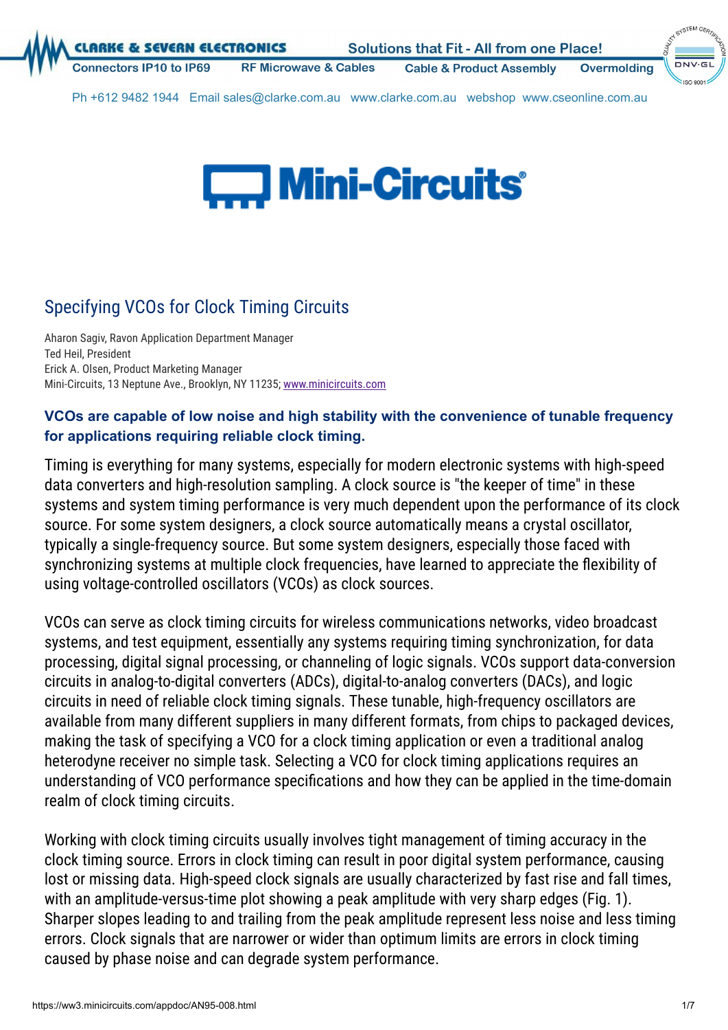# Specifying VCOs for Clock Timing Circuits

Aharon Sagiv, Ravon Application Department Manager
Ted Heil, President
Erick A. Olsen, Product Marketing Manager
Mini-Circuits, 13 Neptune Ave., Brooklyn, NY 11235; www.minicircuits.com

**VCOs are capable of low noise and high stability with the convenience of tunable frequency for applications requiring reliable clock timing.**

Timing is everything for many systems, especially for modern electronic systems with high-speed data converters and high-resolution sampling. A clock source is "the keeper of time" in these systems and system timing performance is very much dependent upon the performance of its clock source. For some system designers, a clock source automatically means a crystal oscillator, typically a single-frequency source. But some system designers, especially those faced with synchronizing systems at multiple clock frequencies, have learned to appreciate the flexibility of using voltage-controlled oscillators (VCOs) as clock sources.

VCOs can serve as clock timing circuits for wireless communications networks, video broadcast systems, and test equipment, essentially any systems requiring timing synchronization, for data processing, digital signal processing, or channeling of logic signals. VCOs support data-conversion circuits in analog-to-digital converters (ADCs), digital-to-analog converters (DACs), and logic circuits in need of reliable clock timing signals. These tunable, high-frequency oscillators are available from many different suppliers in many different formats, from chips to packaged devices, making the task of specifying a VCO for a clock timing application or even a traditional analog heterodyne receiver no simple task. Selecting a VCO for clock timing applications requires an understanding of VCO performance specifications and how they can be applied in the time-domain realm of clock timing circuits.

Working with clock timing circuits usually involves tight management of timing accuracy in the clock timing source. Errors in clock timing can result in poor digital system performance, causing lost or missing data. High-speed clock signals are usually characterized by fast rise and fall times, with an amplitude-versus-time plot showing a peak amplitude with very sharp edges (Fig. 1). Sharper slopes leading to and trailing from the peak amplitude represent less noise and less timing errors. Clock signals that are narrower or wider than optimum limits are errors in clock timing caused by phase noise and can degrade system performance.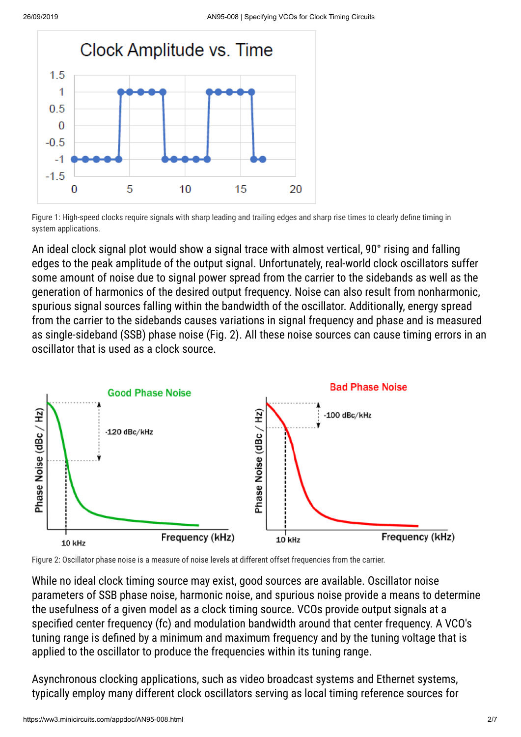Figure 1: High-speed clocks require signals with sharp leading and trailing edges and sharp rise times to clearly define timing in system applications.

An ideal clock signal plot would show a signal trace with almost vertical, 90° rising and falling edges to the peak amplitude of the output signal. Unfortunately, real-world clock oscillators suffer some amount of noise due to signal power spread from the carrier to the sidebands as well as the generation of harmonics of the desired output frequency. Noise can also result from nonharmonic, spurious signal sources falling within the bandwidth of the oscillator. Additionally, energy spread from the carrier to the sidebands causes variations in signal frequency and phase and is measured as single-sideband (SSB) phase noise (Fig. 2). All these noise sources can cause timing errors in an oscillator that is used as a clock source.

Figure 2: Oscillator phase noise is a measure of noise levels at different offset frequencies from the carrier.

While no ideal clock timing source may exist, good sources are available. Oscillator noise parameters of SSB phase noise, harmonic noise, and spurious noise provide a means to determine the usefulness of a given model as a clock timing source. VCOs provide output signals at a specified center frequency (fc) and modulation bandwidth around that center frequency. A VCO's tuning range is defined by a minimum and maximum frequency and by the tuning voltage that is applied to the oscillator to produce the frequencies within its tuning range.

Asynchronous clocking applications, such as video broadcast systems and Ethernet systems, typically employ many different clock oscillators serving as local timing reference sources for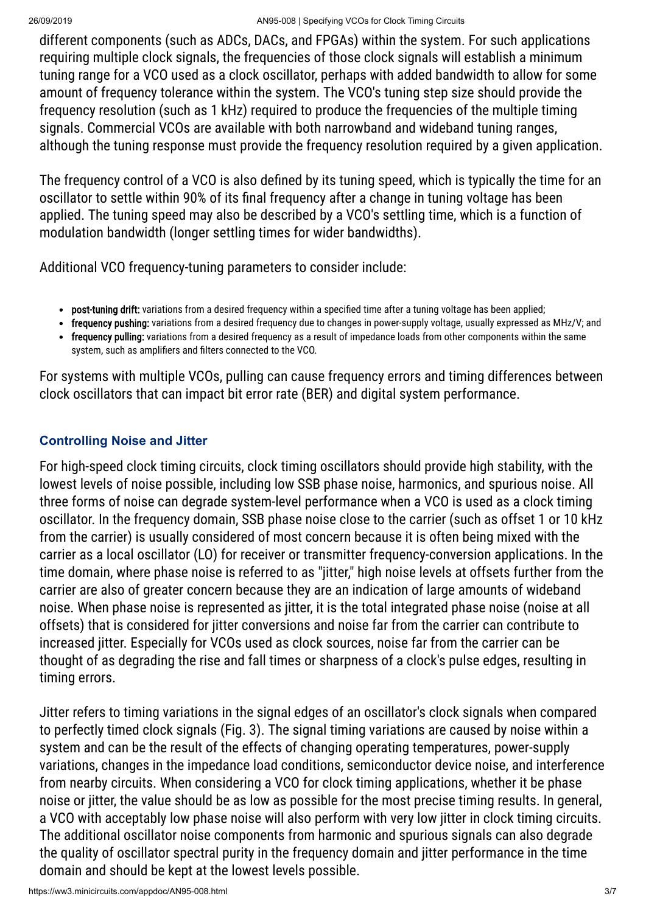different components (such as ADCs, DACs, and FPGAs) within the system. For such applications requiring multiple clock signals, the frequencies of those clock signals will establish a minimum tuning range for a VCO used as a clock oscillator, perhaps with added bandwidth to allow for some amount of frequency tolerance within the system. The VCO's tuning step size should provide the frequency resolution (such as 1 kHz) required to produce the frequencies of the multiple timing signals. Commercial VCOs are available with both narrowband and wideband tuning ranges, although the tuning response must provide the frequency resolution required by a given application.

The frequency control of a VCO is also defined by its tuning speed, which is typically the time for an oscillator to settle within 90% of its final frequency after a change in tuning voltage has been applied. The tuning speed may also be described by a VCO's settling time, which is a function of modulation bandwidth (longer settling times for wider bandwidths).

Additional VCO frequency-tuning parameters to consider include:

- **post-tuning drift:** variations from a desired frequency within a specified time after a tuning voltage has been applied;
- **frequency pushing:** variations from a desired frequency due to changes in power-supply voltage, usually expressed as MHz/V; and
- **frequency pulling:** variations from a desired frequency as a result of impedance loads from other components within the same system, such as amplifiers and filters connected to the VCO.

For systems with multiple VCOs, pulling can cause frequency errors and timing differences between clock oscillators that can impact bit error rate (BER) and digital system performance.

### Controlling Noise and Jitter

For high-speed clock timing circuits, clock timing oscillators should provide high stability, with the lowest levels of noise possible, including low SSB phase noise, harmonics, and spurious noise. All three forms of noise can degrade system-level performance when a VCO is used as a clock timing oscillator. In the frequency domain, SSB phase noise close to the carrier (such as offset 1 or 10 kHz from the carrier) is usually considered of most concern because it is often being mixed with the carrier as a local oscillator (LO) for receiver or transmitter frequency-conversion applications. In the time domain, where phase noise is referred to as "jitter," high noise levels at offsets further from the carrier are also of greater concern because they are an indication of large amounts of wideband noise. When phase noise is represented as jitter, it is the total integrated phase noise (noise at all offsets) that is considered for jitter conversions and noise far from the carrier can contribute to increased jitter. Especially for VCOs used as clock sources, noise far from the carrier can be thought of as degrading the rise and fall times or sharpness of a clock's pulse edges, resulting in timing errors.

Jitter refers to timing variations in the signal edges of an oscillator's clock signals when compared to perfectly timed clock signals (Fig. 3). The signal timing variations are caused by noise within a system and can be the result of the effects of changing operating temperatures, power-supply variations, changes in the impedance load conditions, semiconductor device noise, and interference from nearby circuits. When considering a VCO for clock timing applications, whether it be phase noise or jitter, the value should be as low as possible for the most precise timing results. In general, a VCO with acceptably low phase noise will also perform with very low jitter in clock timing circuits. The additional oscillator noise components from harmonic and spurious signals can also degrade the quality of oscillator spectral purity in the frequency domain and jitter performance in the time domain and should be kept at the lowest levels possible.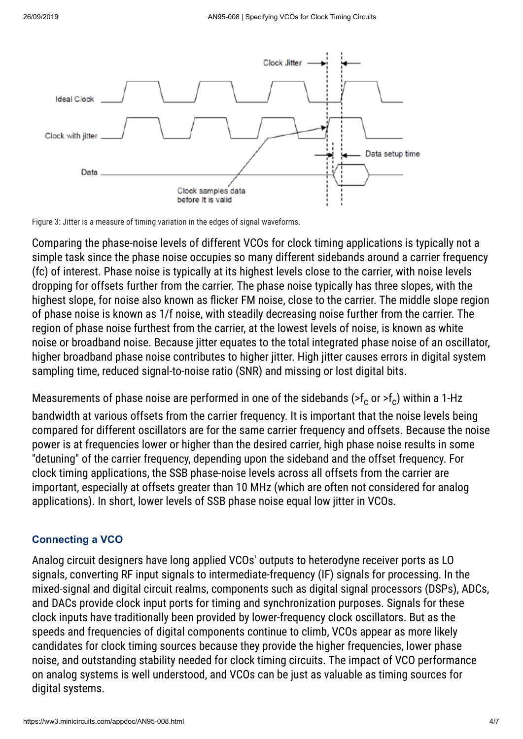Figure 3: Jitter is a measure of timing variation in the edges of signal waveforms.

Comparing the phase-noise levels of different VCOs for clock timing applications is typically not a simple task since the phase noise occupies so many different sidebands around a carrier frequency (fc) of interest. Phase noise is typically at its highest levels close to the carrier, with noise levels dropping for offsets further from the carrier. The phase noise typically has three slopes, with the highest slope, for noise also known as flicker FM noise, close to the carrier. The middle slope region of phase noise is known as 1/f noise, with steadily decreasing noise further from the carrier. The region of phase noise furthest from the carrier, at the lowest levels of noise, is known as white noise or broadband noise. Because jitter equates to the total integrated phase noise of an oscillator, higher broadband phase noise contributes to higher jitter. High jitter causes errors in digital system sampling time, reduced signal-to-noise ratio (SNR) and missing or lost digital bits.

Measurements of phase noise are performed in one of the sidebands ($>f_c$ or $>f_c$) within a 1-Hz bandwidth at various offsets from the carrier frequency. It is important that the noise levels being compared for different oscillators are for the same carrier frequency and offsets. Because the noise power is at frequencies lower or higher than the desired carrier, high phase noise results in some "detuning" of the carrier frequency, depending upon the sideband and the offset frequency. For clock timing applications, the SSB phase-noise levels across all offsets from the carrier are important, especially at offsets greater than 10 MHz (which are often not considered for analog applications). In short, lower levels of SSB phase noise equal low jitter in VCOs.

### Connecting a VCO

Analog circuit designers have long applied VCOs' outputs to heterodyne receiver ports as LO signals, converting RF input signals to intermediate-frequency (IF) signals for processing. In the mixed-signal and digital circuit realms, components such as digital signal processors (DSPs), ADCs, and DACs provide clock input ports for timing and synchronization purposes. Signals for these clock inputs have traditionally been provided by lower-frequency clock oscillators. But as the speeds and frequencies of digital components continue to climb, VCOs appear as more likely candidates for clock timing sources because they provide the higher frequencies, lower phase noise, and outstanding stability needed for clock timing circuits. The impact of VCO performance on analog systems is well understood, and VCOs can be just as valuable as timing sources for digital systems.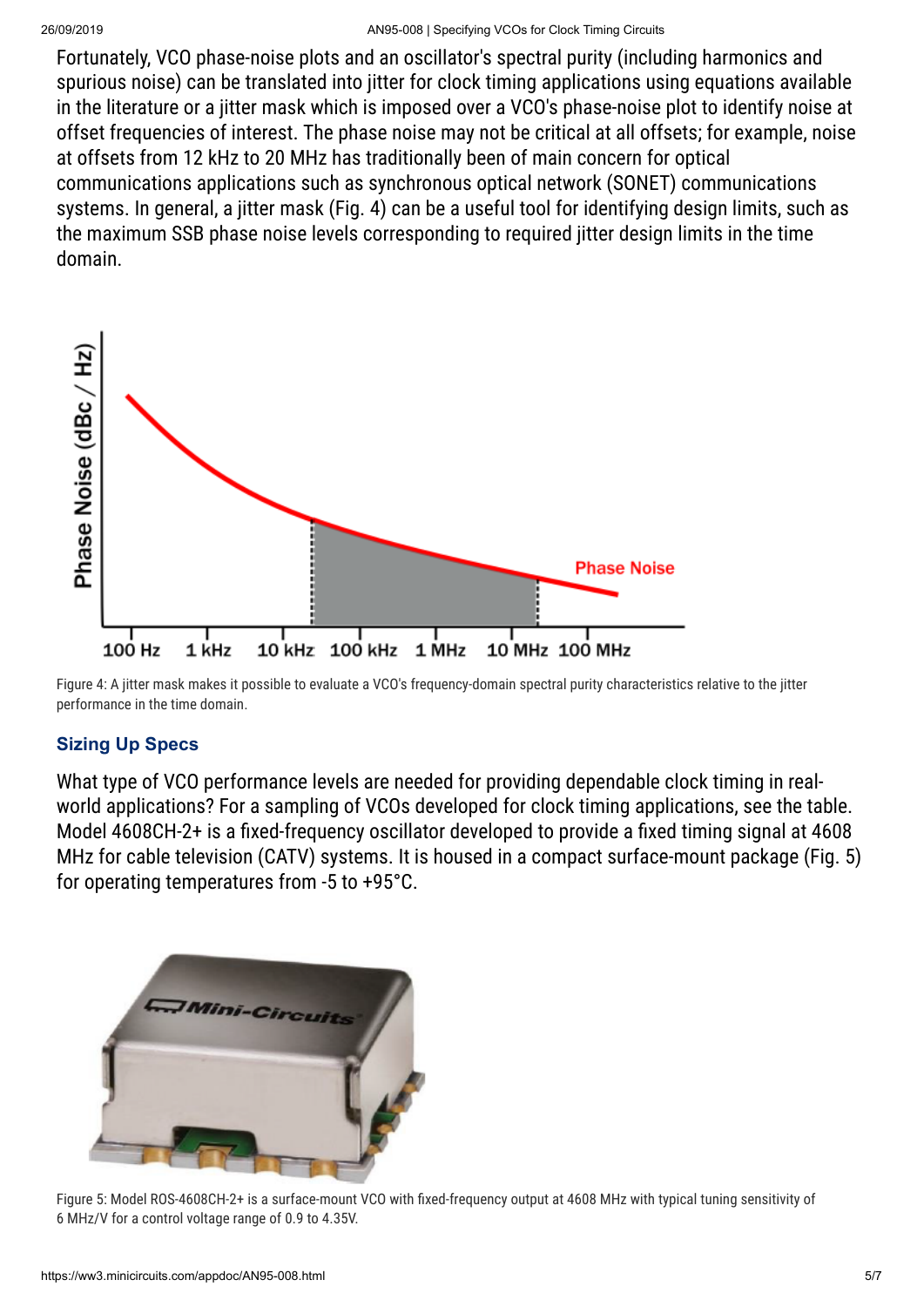Fortunately, VCO phase-noise plots and an oscillator's spectral purity (including harmonics and spurious noise) can be translated into jitter for clock timing applications using equations available in the literature or a jitter mask which is imposed over a VCO's phase-noise plot to identify noise at offset frequencies of interest. The phase noise may not be critical at all offsets; for example, noise at offsets from 12 kHz to 20 MHz has traditionally been of main concern for optical communications applications such as synchronous optical network (SONET) communications systems. In general, a jitter mask (Fig. 4) can be a useful tool for identifying design limits, such as the maximum SSB phase noise levels corresponding to required jitter design limits in the time domain.

Figure 4: A jitter mask makes it possible to evaluate a VCO's frequency-domain spectral purity characteristics relative to the jitter performance in the time domain.

## Sizing Up Specs

What type of VCO performance levels are needed for providing dependable clock timing in real-world applications? For a sampling of VCOs developed for clock timing applications, see the table. Model 4608CH-2+ is a fixed-frequency oscillator developed to provide a fixed timing signal at 4608 MHz for cable television (CATV) systems. It is housed in a compact surface-mount package (Fig. 5) for operating temperatures from -5 to +95°C.

Figure 5: Model ROS-4608CH-2+ is a surface-mount VCO with fixed-frequency output at 4608 MHz with typical tuning sensitivity of 6 MHz/V for a control voltage range of 0.9 to 4.35V.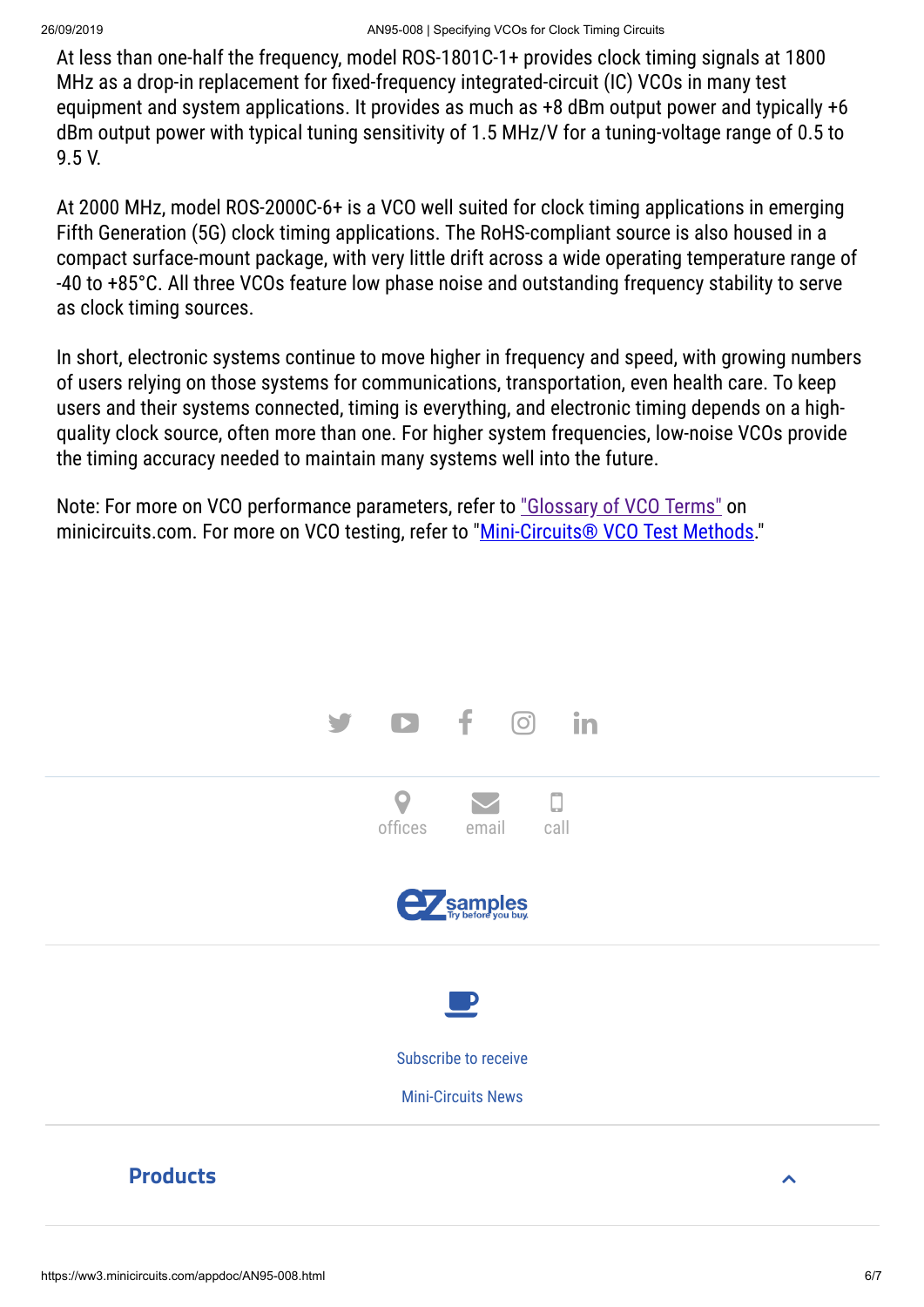At less than one-half the frequency, model ROS-1801C-1+ provides clock timing signals at 1800 MHz as a drop-in replacement for fixed-frequency integrated-circuit (IC) VCOs in many test equipment and system applications. It provides as much as +8 dBm output power and typically +6 dBm output power with typical tuning sensitivity of 1.5 MHz/V for a tuning-voltage range of 0.5 to 9.5 V.

At 2000 MHz, model ROS-2000C-6+ is a VCO well suited for clock timing applications in emerging Fifth Generation (5G) clock timing applications. The RoHS-compliant source is also housed in a compact surface-mount package, with very little drift across a wide operating temperature range of -40 to +85°C. All three VCOs feature low phase noise and outstanding frequency stability to serve as clock timing sources.

In short, electronic systems continue to move higher in frequency and speed, with growing numbers of users relying on those systems for communications, transportation, even health care. To keep users and their systems connected, timing is everything, and electronic timing depends on a high-quality clock source, often more than one. For higher system frequencies, low-noise VCOs provide the timing accuracy needed to maintain many systems well into the future.

Note: For more on VCO performance parameters, refer to "Glossary of VCO Terms" on minicircuits.com. For more on VCO testing, refer to "Mini-Circuits® VCO Test Methods."

offices email call

Subscribe to receive

Mini-Circuits News

**Products**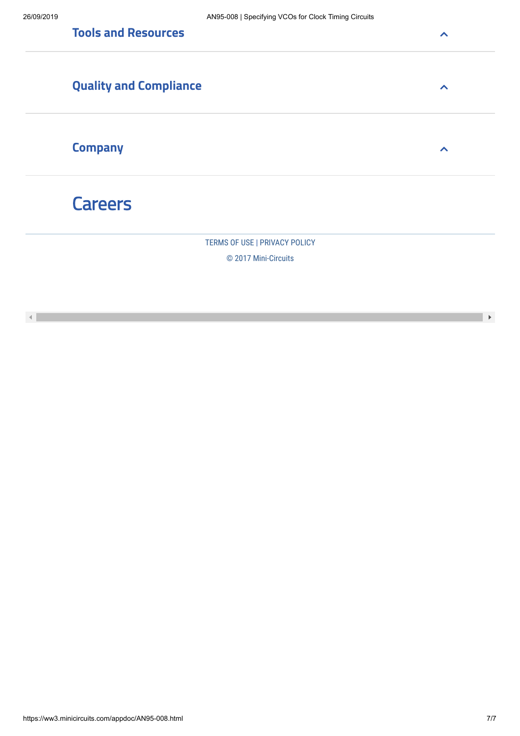## Tools and Resources

## Quality and Compliance

## Company

# Careers

TERMS OF USE | PRIVACY POLICY

© 2017 Mini-Circuits